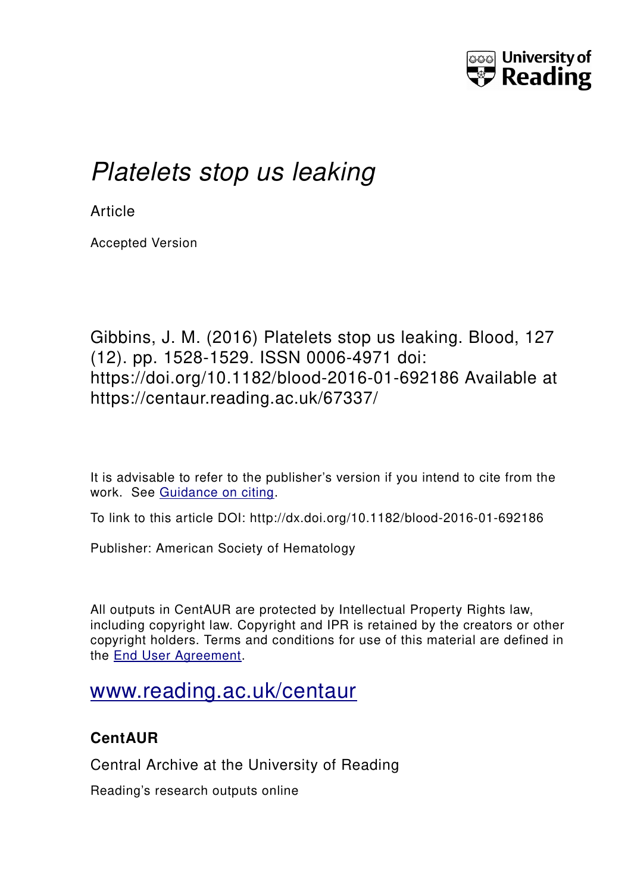University of Reading

# *Platelets stop us leaking*

Article

Accepted Version

Gibbins, J. M. (2016) Platelets stop us leaking. Blood, 127 (12). pp. 1528-1529. ISSN 0006-4971 doi: https://doi.org/10.1182/blood-2016-01-692186 Available at https://centaur.reading.ac.uk/67337/

It is advisable to refer to the publisher's version if you intend to cite from the work. See Guidance on citing.

To link to this article DOI: http://dx.doi.org/10.1182/blood-2016-01-692186

Publisher: American Society of Hematology

All outputs in CentAUR are protected by Intellectual Property Rights law, including copyright law. Copyright and IPR is retained by the creators or other copyright holders. Terms and conditions for use of this material are defined in the End User Agreement.

www.reading.ac.uk/centaur

**CentAUR**

Central Archive at the University of Reading

Reading's research outputs online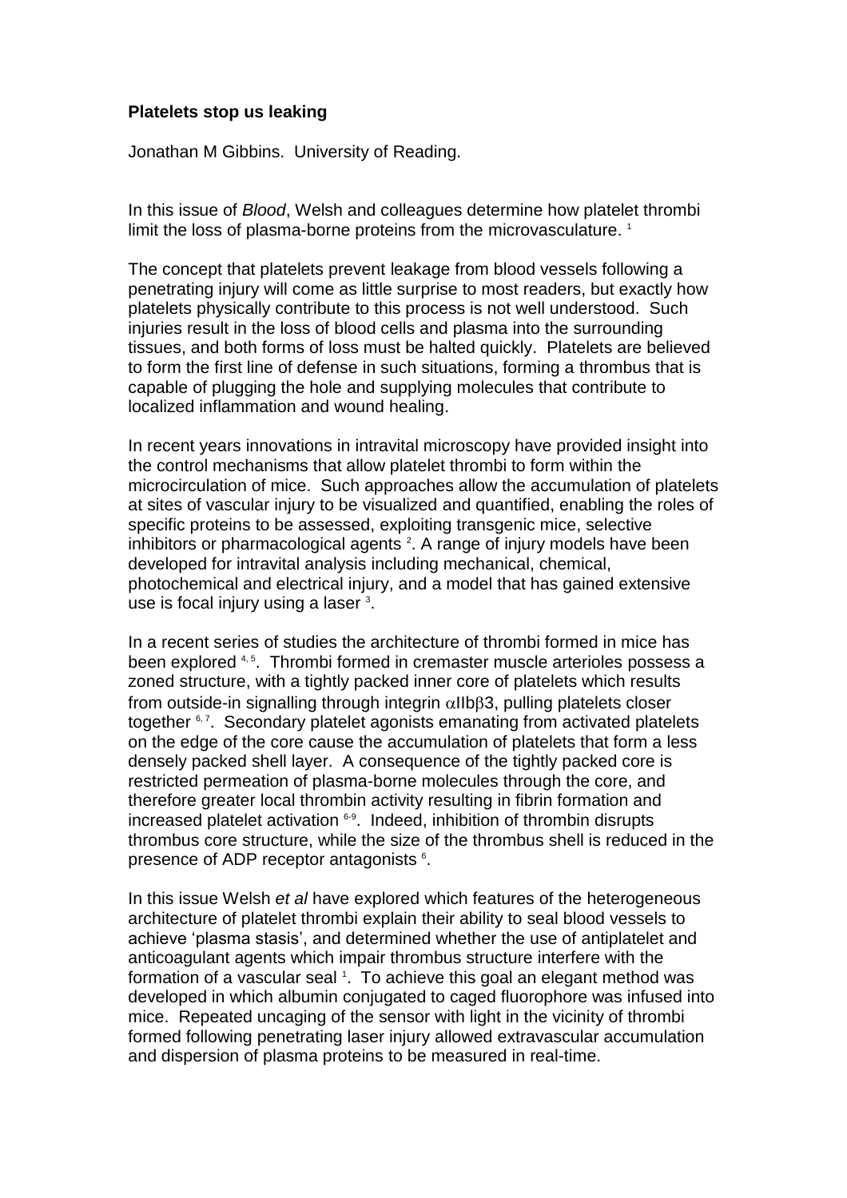**Platelets stop us leaking**

Jonathan M Gibbins. University of Reading.

In this issue of *Blood*, Welsh and colleagues determine how platelet thrombi limit the loss of plasma-borne proteins from the microvasculature. [1]

The concept that platelets prevent leakage from blood vessels following a penetrating injury will come as little surprise to most readers, but exactly how platelets physically contribute to this process is not well understood. Such injuries result in the loss of blood cells and plasma into the surrounding tissues, and both forms of loss must be halted quickly. Platelets are believed to form the first line of defense in such situations, forming a thrombus that is capable of plugging the hole and supplying molecules that contribute to localized inflammation and wound healing.

In recent years innovations in intravital microscopy have provided insight into the control mechanisms that allow platelet thrombi to form within the microcirculation of mice. Such approaches allow the accumulation of platelets at sites of vascular injury to be visualized and quantified, enabling the roles of specific proteins to be assessed, exploiting transgenic mice, selective inhibitors or pharmacological agents [2]. A range of injury models have been developed for intravital analysis including mechanical, chemical, photochemical and electrical injury, and a model that has gained extensive use is focal injury using a laser [3].

In a recent series of studies the architecture of thrombi formed in mice has been explored [4,5]. Thrombi formed in cremaster muscle arterioles possess a zoned structure, with a tightly packed inner core of platelets which results from outside-in signalling through integrin $\alpha$IIb$\beta$3, pulling platelets closer together [6,7]. Secondary platelet agonists emanating from activated platelets on the edge of the core cause the accumulation of platelets that form a less densely packed shell layer. A consequence of the tightly packed core is restricted permeation of plasma-borne molecules through the core, and therefore greater local thrombin activity resulting in fibrin formation and increased platelet activation [6-9]. Indeed, inhibition of thrombin disrupts thrombus core structure, while the size of the thrombus shell is reduced in the presence of ADP receptor antagonists [6].

In this issue Welsh *et al* have explored which features of the heterogeneous architecture of platelet thrombi explain their ability to seal blood vessels to achieve 'plasma stasis', and determined whether the use of antiplatelet and anticoagulant agents which impair thrombus structure interfere with the formation of a vascular seal [1]. To achieve this goal an elegant method was developed in which albumin conjugated to caged fluorophore was infused into mice. Repeated uncaging of the sensor with light in the vicinity of thrombi formed following penetrating laser injury allowed extravascular accumulation and dispersion of plasma proteins to be measured in real-time.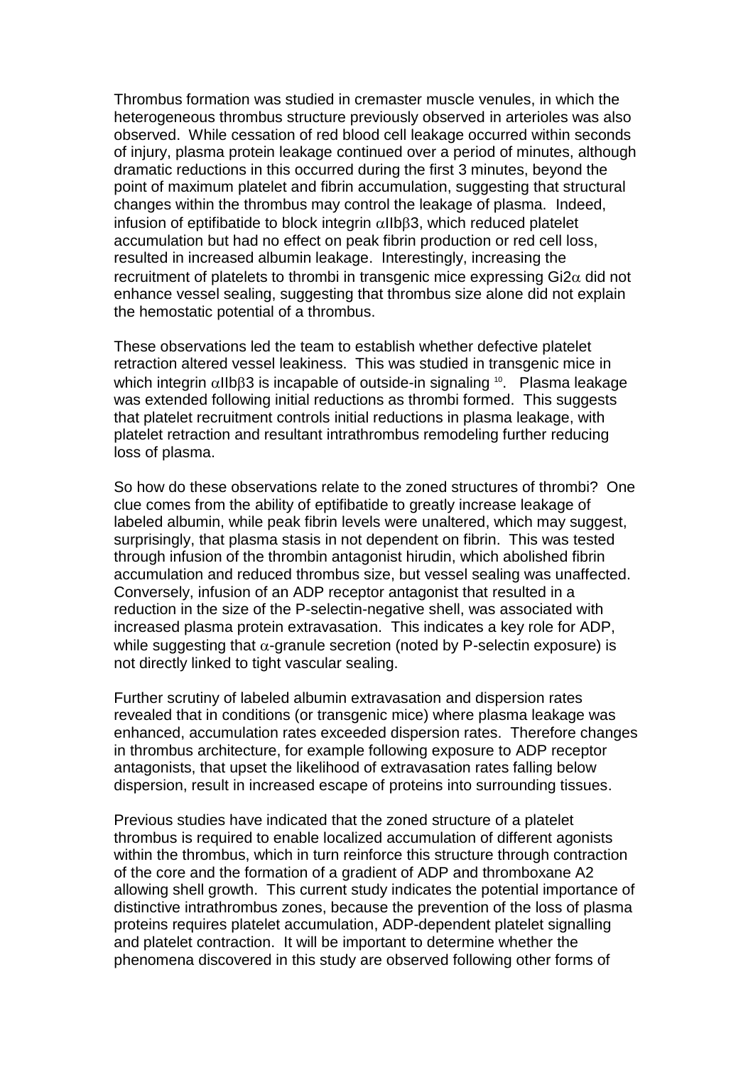Thrombus formation was studied in cremaster muscle venules, in which the heterogeneous thrombus structure previously observed in arterioles was also observed. While cessation of red blood cell leakage occurred within seconds of injury, plasma protein leakage continued over a period of minutes, although dramatic reductions in this occurred during the first 3 minutes, beyond the point of maximum platelet and fibrin accumulation, suggesting that structural changes within the thrombus may control the leakage of plasma. Indeed, infusion of eptifibatide to block integrin $\alpha$IIb$\beta$3, which reduced platelet accumulation but had no effect on peak fibrin production or red cell loss, resulted in increased albumin leakage. Interestingly, increasing the recruitment of platelets to thrombi in transgenic mice expressing Gi2$\alpha$ did not enhance vessel sealing, suggesting that thrombus size alone did not explain the hemostatic potential of a thrombus.

These observations led the team to establish whether defective platelet retraction altered vessel leakiness. This was studied in transgenic mice in which integrin $\alpha$IIb$\beta$3 is incapable of outside-in signaling [10]. Plasma leakage was extended following initial reductions as thrombi formed. This suggests that platelet recruitment controls initial reductions in plasma leakage, with platelet retraction and resultant intrathrombus remodeling further reducing loss of plasma.

So how do these observations relate to the zoned structures of thrombi? One clue comes from the ability of eptifibatide to greatly increase leakage of labeled albumin, while peak fibrin levels were unaltered, which may suggest, surprisingly, that plasma stasis in not dependent on fibrin. This was tested through infusion of the thrombin antagonist hirudin, which abolished fibrin accumulation and reduced thrombus size, but vessel sealing was unaffected. Conversely, infusion of an ADP receptor antagonist that resulted in a reduction in the size of the P-selectin-negative shell, was associated with increased plasma protein extravasation. This indicates a key role for ADP, while suggesting that $\alpha$-granule secretion (noted by P-selectin exposure) is not directly linked to tight vascular sealing.

Further scrutiny of labeled albumin extravasation and dispersion rates revealed that in conditions (or transgenic mice) where plasma leakage was enhanced, accumulation rates exceeded dispersion rates. Therefore changes in thrombus architecture, for example following exposure to ADP receptor antagonists, that upset the likelihood of extravasation rates falling below dispersion, result in increased escape of proteins into surrounding tissues.

Previous studies have indicated that the zoned structure of a platelet thrombus is required to enable localized accumulation of different agonists within the thrombus, which in turn reinforce this structure through contraction of the core and the formation of a gradient of ADP and thromboxane A2 allowing shell growth. This current study indicates the potential importance of distinctive intrathrombus zones, because the prevention of the loss of plasma proteins requires platelet accumulation, ADP-dependent platelet signalling and platelet contraction. It will be important to determine whether the phenomena discovered in this study are observed following other forms of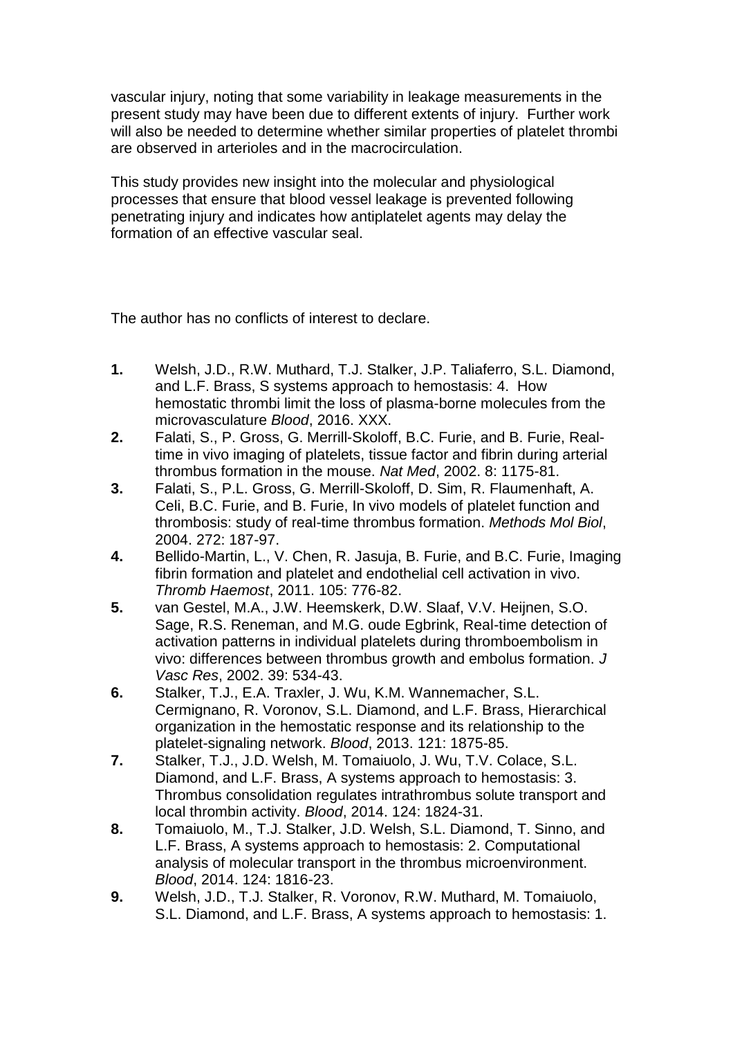vascular injury, noting that some variability in leakage measurements in the present study may have been due to different extents of injury. Further work will also be needed to determine whether similar properties of platelet thrombi are observed in arterioles and in the macrocirculation.

This study provides new insight into the molecular and physiological processes that ensure that blood vessel leakage is prevented following penetrating injury and indicates how antiplatelet agents may delay the formation of an effective vascular seal.

The author has no conflicts of interest to declare.

1. Welsh, J.D., R.W. Muthard, T.J. Stalker, J.P. Taliaferro, S.L. Diamond, and L.F. Brass, S systems approach to hemostasis: 4. How hemostatic thrombi limit the loss of plasma-borne molecules from the microvasculature *Blood*, 2016. XXX.
2. Falati, S., P. Gross, G. Merrill-Skoloff, B.C. Furie, and B. Furie, Real-time in vivo imaging of platelets, tissue factor and fibrin during arterial thrombus formation in the mouse. *Nat Med*, 2002. 8: 1175-81.
3. Falati, S., P.L. Gross, G. Merrill-Skoloff, D. Sim, R. Flaumenhaft, A. Celi, B.C. Furie, and B. Furie, In vivo models of platelet function and thrombosis: study of real-time thrombus formation. *Methods Mol Biol*, 2004. 272: 187-97.
4. Bellido-Martin, L., V. Chen, R. Jasuja, B. Furie, and B.C. Furie, Imaging fibrin formation and platelet and endothelial cell activation in vivo. *Thromb Haemost*, 2011. 105: 776-82.
5. van Gestel, M.A., J.W. Heemskerk, D.W. Slaaf, V.V. Heijnen, S.O. Sage, R.S. Reneman, and M.G. oude Egbrink, Real-time detection of activation patterns in individual platelets during thromboembolism in vivo: differences between thrombus growth and embolus formation. *J Vasc Res*, 2002. 39: 534-43.
6. Stalker, T.J., E.A. Traxler, J. Wu, K.M. Wannemacher, S.L. Cermignano, R. Voronov, S.L. Diamond, and L.F. Brass, Hierarchical organization in the hemostatic response and its relationship to the platelet-signaling network. *Blood*, 2013. 121: 1875-85.
7. Stalker, T.J., J.D. Welsh, M. Tomaiuolo, J. Wu, T.V. Colace, S.L. Diamond, and L.F. Brass, A systems approach to hemostasis: 3. Thrombus consolidation regulates intrathrombus solute transport and local thrombin activity. *Blood*, 2014. 124: 1824-31.
8. Tomaiuolo, M., T.J. Stalker, J.D. Welsh, S.L. Diamond, T. Sinno, and L.F. Brass, A systems approach to hemostasis: 2. Computational analysis of molecular transport in the thrombus microenvironment. *Blood*, 2014. 124: 1816-23.
9. Welsh, J.D., T.J. Stalker, R. Voronov, R.W. Muthard, M. Tomaiuolo, S.L. Diamond, and L.F. Brass, A systems approach to hemostasis: 1.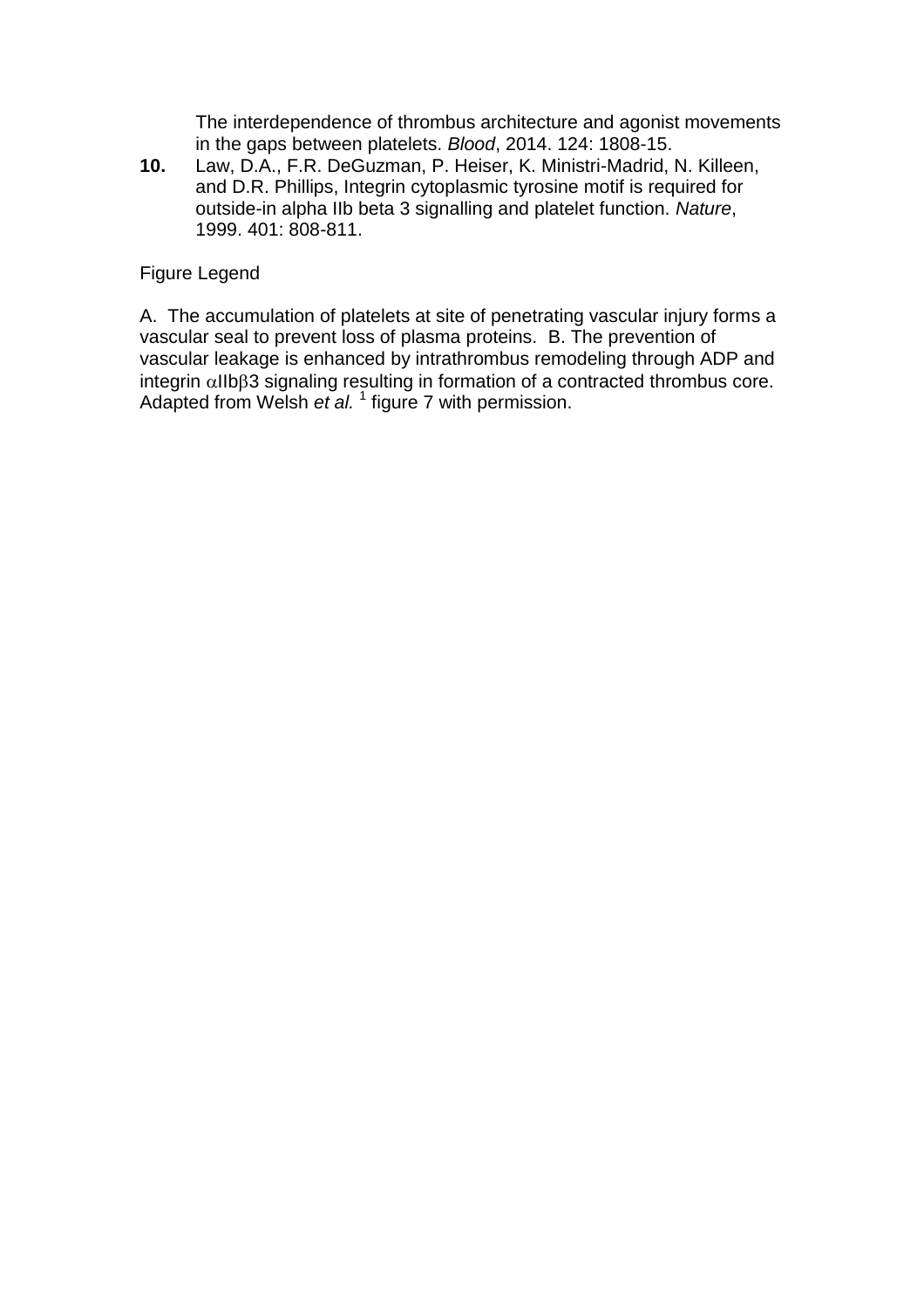The interdependence of thrombus architecture and agonist movements in the gaps between platelets. *Blood*, 2014. 124: 1808-15.

**10.** Law, D.A., F.R. DeGuzman, P. Heiser, K. Ministri-Madrid, N. Killeen, and D.R. Phillips, Integrin cytoplasmic tyrosine motif is required for outside-in alpha IIb beta 3 signalling and platelet function. *Nature*, 1999. 401: 808-811.

Figure Legend

A. The accumulation of platelets at site of penetrating vascular injury forms a vascular seal to prevent loss of plasma proteins. B. The prevention of vascular leakage is enhanced by intrathrombus remodeling through ADP and integrin $\alpha$IIb$\beta$3 signaling resulting in formation of a contracted thrombus core. Adapted from Welsh *et al.* [1] figure 7 with permission.